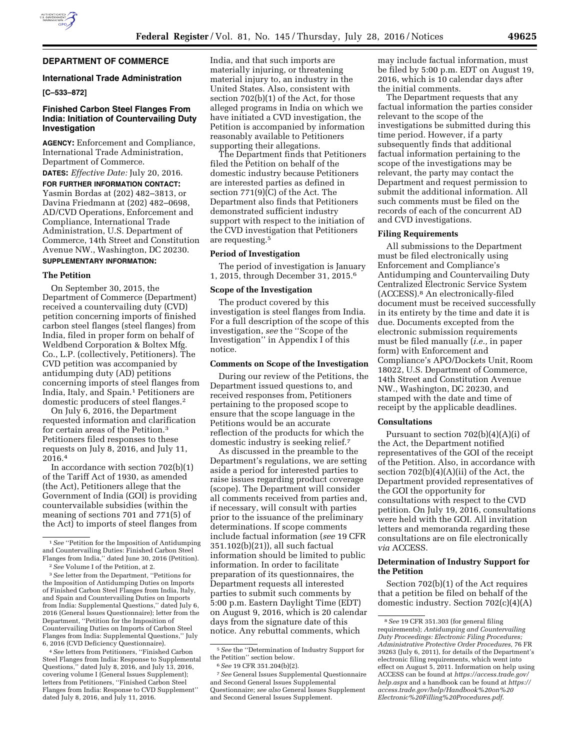## DEPARTMENT OF COMMERCE

### International Trade Administration

**[C–533–872]**

### Finished Carbon Steel Flanges From India: Initiation of Countervailing Duty Investigation

**AGENCY:** Enforcement and Compliance, International Trade Administration, Department of Commerce.

**DATES:** *Effective Date:* July 20, 2016.

**FOR FURTHER INFORMATION CONTACT:** Yasmin Bordas at (202) 482–3813, or Davina Friedmann at (202) 482–0698, AD/CVD Operations, Enforcement and Compliance, International Trade Administration, U.S. Department of Commerce, 14th Street and Constitution Avenue NW., Washington, DC 20230.

**SUPPLEMENTARY INFORMATION:**

#### The Petition

On September 30, 2015, the Department of Commerce (Department) received a countervailing duty (CVD) petition concerning imports of finished carbon steel flanges (steel flanges) from India, filed in proper form on behalf of Weldbend Corporation & Boltex Mfg. Co., L.P. (collectively, Petitioners). The CVD petition was accompanied by antidumping duty (AD) petitions concerning imports of steel flanges from India, Italy, and Spain.[1] Petitioners are domestic producers of steel flanges.[2]

On July 6, 2016, the Department requested information and clarification for certain areas of the Petition.[3] Petitioners filed responses to these requests on July 8, 2016, and July 11, 2016.[4]

In accordance with section 702(b)(1) of the Tariff Act of 1930, as amended (the Act), Petitioners allege that the Government of India (GOI) is providing countervailable subsidies (within the meaning of sections 701 and 771(5) of the Act) to imports of steel flanges from India, and that such imports are materially injuring, or threatening material injury to, an industry in the United States. Also, consistent with section 702(b)(1) of the Act, for those alleged programs in India on which we have initiated a CVD investigation, the Petition is accompanied by information reasonably available to Petitioners supporting their allegations.

The Department finds that Petitioners filed the Petition on behalf of the domestic industry because Petitioners are interested parties as defined in section 771(9)(C) of the Act. The Department also finds that Petitioners demonstrated sufficient industry support with respect to the initiation of the CVD investigation that Petitioners are requesting.[5]

#### Period of Investigation

The period of investigation is January 1, 2015, through December 31, 2015.[6]

#### Scope of the Investigation

The product covered by this investigation is steel flanges from India. For a full description of the scope of this investigation, *see* the ''Scope of the Investigation'' in Appendix I of this notice.

#### Comments on Scope of the Investigation

During our review of the Petitions, the Department issued questions to, and received responses from, Petitioners pertaining to the proposed scope to ensure that the scope language in the Petitions would be an accurate reflection of the products for which the domestic industry is seeking relief.[7]

As discussed in the preamble to the Department's regulations, we are setting aside a period for interested parties to raise issues regarding product coverage (scope). The Department will consider all comments received from parties and, if necessary, will consult with parties prior to the issuance of the preliminary determinations. If scope comments include factual information (*see* 19 CFR 351.102(b)(21)), all such factual information should be limited to public information. In order to facilitate preparation of its questionnaires, the Department requests all interested parties to submit such comments by 5:00 p.m. Eastern Daylight Time (EDT) on August 9, 2016, which is 20 calendar days from the signature date of this notice. Any rebuttal comments, which may include factual information, must be filed by 5:00 p.m. EDT on August 19, 2016, which is 10 calendar days after the initial comments.

The Department requests that any factual information the parties consider relevant to the scope of the investigations be submitted during this time period. However, if a party subsequently finds that additional factual information pertaining to the scope of the investigations may be relevant, the party may contact the Department and request permission to submit the additional information. All such comments must be filed on the records of each of the concurrent AD and CVD investigations.

#### Filing Requirements

All submissions to the Department must be filed electronically using Enforcement and Compliance's Antidumping and Countervailing Duty Centralized Electronic Service System (ACCESS).[8] An electronically-filed document must be received successfully in its entirety by the time and date it is due. Documents excepted from the electronic submission requirements must be filed manually (*i.e.,* in paper form) with Enforcement and Compliance's APO/Dockets Unit, Room 18022, U.S. Department of Commerce, 14th Street and Constitution Avenue NW., Washington, DC 20230, and stamped with the date and time of receipt by the applicable deadlines.

#### Consultations

Pursuant to section 702(b)(4)(A)(i) of the Act, the Department notified representatives of the GOI of the receipt of the Petition. Also, in accordance with section 702(b)(4)(A)(ii) of the Act, the Department provided representatives of the GOI the opportunity for consultations with respect to the CVD petition. On July 19, 2016, consultations were held with the GOI. All invitation letters and memoranda regarding these consultations are on file electronically *via* ACCESS.

#### Determination of Industry Support for the Petition

Section 702(b)(1) of the Act requires that a petition be filed on behalf of the domestic industry. Section 702(c)(4)(A)

---

[1] *See* ''Petition for the Imposition of Antidumping and Countervailing Duties: Finished Carbon Steel Flanges from India,'' dated June 30, 2016 (Petition).

[2] *See* Volume I of the Petition, at 2.

[3] *See* letter from the Department, ''Petitions for the Imposition of Antidumping Duties on Imports of Finished Carbon Steel Flanges from India, Italy, and Spain and Countervailing Duties on Imports from India: Supplemental Questions,'' dated July 6, 2016 (General Issues Questionnaire); letter from the Department, ''Petition for the Imposition of Countervailing Duties on Imports of Carbon Steel Flanges from India: Supplemental Questions,'' July 6, 2016 (CVD Deficiency Questionnaire).

[4] *See* letters from Petitioners, ''Finished Carbon Steel Flanges from India: Response to Supplemental Questions,'' dated July 8, 2016, and July 13, 2016, covering volume I (General Issues Supplement); letters from Petitioners, ''Finished Carbon Steel Flanges from India: Response to CVD Supplement'' dated July 8, 2016, and July 11, 2016.

[5] *See* the ''Determination of Industry Support for the Petition'' section below.

[6] *See* 19 CFR 351.204(b)(2).

[7] *See* General Issues Supplemental Questionnaire and Second General Issues Supplemental Questionnaire; *see also* General Issues Supplement and Second General Issues Supplement.

[8] *See* 19 CFR 351.303 (for general filing requirements); *Antidumping and Countervailing Duty Proceedings: Electronic Filing Procedures; Administrative Protective Order Procedures,* 76 FR 39263 (July 6, 2011), for details of the Department's electronic filing requirements, which went into effect on August 5, 2011. Information on help using ACCESS can be found at *https://access.trade.gov/help.aspx* and a handbook can be found at *https://access.trade.gov/help/Handbook%20on%20Electronic%20Filling%20Procedures.pdf.*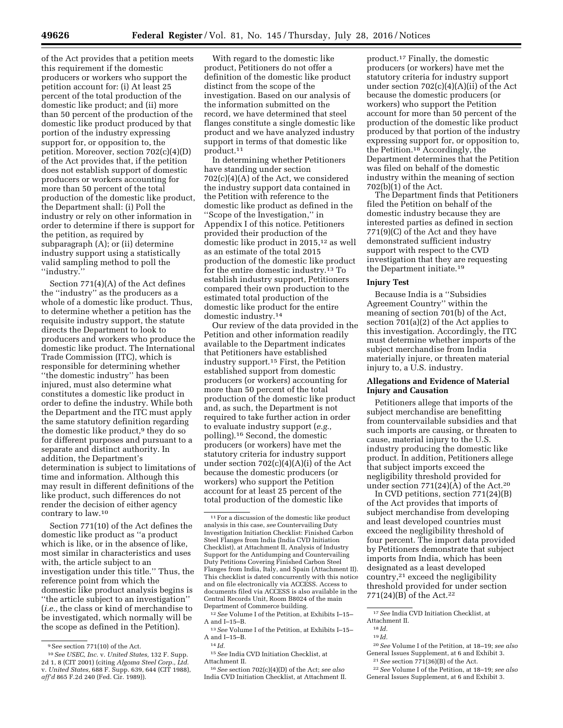of the Act provides that a petition meets this requirement if the domestic producers or workers who support the petition account for: (i) At least 25 percent of the total production of the domestic like product; and (ii) more than 50 percent of the production of the domestic like product produced by that portion of the industry expressing support for, or opposition to, the petition. Moreover, section 702(c)(4)(D) of the Act provides that, if the petition does not establish support of domestic producers or workers accounting for more than 50 percent of the total production of the domestic like product, the Department shall: (i) Poll the industry or rely on other information in order to determine if there is support for the petition, as required by subparagraph (A); or (ii) determine industry support using a statistically valid sampling method to poll the ''industry.''

Section 771(4)(A) of the Act defines the ''industry'' as the producers as a whole of a domestic like product. Thus, to determine whether a petition has the requisite industry support, the statute directs the Department to look to producers and workers who produce the domestic like product. The International Trade Commission (ITC), which is responsible for determining whether ''the domestic industry'' has been injured, must also determine what constitutes a domestic like product in order to define the industry. While both the Department and the ITC must apply the same statutory definition regarding the domestic like product,[9] they do so for different purposes and pursuant to a separate and distinct authority. In addition, the Department's determination is subject to limitations of time and information. Although this may result in different definitions of the like product, such differences do not render the decision of either agency contrary to law.[10]

Section 771(10) of the Act defines the domestic like product as ''a product which is like, or in the absence of like, most similar in characteristics and uses with, the article subject to an investigation under this title.'' Thus, the reference point from which the domestic like product analysis begins is ''the article subject to an investigation'' (*i.e.,* the class or kind of merchandise to be investigated, which normally will be the scope as defined in the Petition).

With regard to the domestic like product, Petitioners do not offer a definition of the domestic like product distinct from the scope of the investigation. Based on our analysis of the information submitted on the record, we have determined that steel flanges constitute a single domestic like product and we have analyzed industry support in terms of that domestic like product.[11]

In determining whether Petitioners have standing under section 702(c)(4)(A) of the Act, we considered the industry support data contained in the Petition with reference to the domestic like product as defined in the ''Scope of the Investigation,'' in Appendix I of this notice. Petitioners provided their production of the domestic like product in 2015,[12] as well as an estimate of the total 2015 production of the domestic like product for the entire domestic industry.[13] To establish industry support, Petitioners compared their own production to the estimated total production of the domestic like product for the entire domestic industry.[14]

Our review of the data provided in the Petition and other information readily available to the Department indicates that Petitioners have established industry support.[15] First, the Petition established support from domestic producers (or workers) accounting for more than 50 percent of the total production of the domestic like product and, as such, the Department is not required to take further action in order to evaluate industry support (*e.g.,* polling).[16] Second, the domestic producers (or workers) have met the statutory criteria for industry support under section 702(c)(4)(A)(i) of the Act because the domestic producers (or workers) who support the Petition account for at least 25 percent of the total production of the domestic like product.[17] Finally, the domestic producers (or workers) have met the statutory criteria for industry support under section 702(c)(4)(A)(ii) of the Act because the domestic producers (or workers) who support the Petition account for more than 50 percent of the production of the domestic like product produced by that portion of the industry expressing support for, or opposition to, the Petition.[18] Accordingly, the Department determines that the Petition was filed on behalf of the domestic industry within the meaning of section 702(b)(1) of the Act.

The Department finds that Petitioners filed the Petition on behalf of the domestic industry because they are interested parties as defined in section 771(9)(C) of the Act and they have demonstrated sufficient industry support with respect to the CVD investigation that they are requesting the Department initiate.[19]

## Injury Test

Because India is a ''Subsidies Agreement Country'' within the meaning of section 701(b) of the Act, section 701(a)(2) of the Act applies to this investigation. Accordingly, the ITC must determine whether imports of the subject merchandise from India materially injure, or threaten material injury to, a U.S. industry.

## Allegations and Evidence of Material Injury and Causation

Petitioners allege that imports of the subject merchandise are benefitting from countervailable subsidies and that such imports are causing, or threaten to cause, material injury to the U.S. industry producing the domestic like product. In addition, Petitioners allege that subject imports exceed the negligibility threshold provided for under section 771(24)(A) of the Act.[20]

In CVD petitions, section 771(24)(B) of the Act provides that imports of subject merchandise from developing and least developed countries must exceed the negligibility threshold of four percent. The import data provided by Petitioners demonstrate that subject imports from India, which has been designated as a least developed country,[21] exceed the negligibility threshold provided for under section 771(24)(B) of the Act.[22]

---

[9] *See* section 771(10) of the Act.

[10] *See USEC, Inc.* v. *United States,* 132 F. Supp. 2d 1, 8 (CIT 2001) (citing *Algoma Steel Corp., Ltd.* v. *United States,* 688 F. Supp. 639, 644 (CIT 1988), *aff'd* 865 F.2d 240 (Fed. Cir. 1989)).

[11] For a discussion of the domestic like product analysis in this case, *see* Countervailing Duty Investigation Initiation Checklist: Finished Carbon Steel Flanges from India (India CVD Initiation Checklist), at Attachment II, Analysis of Industry Support for the Antidumping and Countervailing Duty Petitions Covering Finished Carbon Steel Flanges from India, Italy, and Spain (Attachment II). This checklist is dated concurrently with this notice and on file electronically via ACCESS. Access to documents filed via ACCESS is also available in the Central Records Unit, Room B8024 of the main Department of Commerce building.

[12] *See* Volume I of the Petition, at Exhibits I–15–A and I–15–B.

[13] *See* Volume I of the Petition, at Exhibits I–15–A and I–15–B.

[14] *Id.*

[15] *See* India CVD Initiation Checklist, at Attachment II.

[16] *See* section 702(c)(4)(D) of the Act; *see also* India CVD Initiation Checklist, at Attachment II.

[17] *See* India CVD Initiation Checklist, at Attachment II.

[18] *Id.*

[19] *Id.*

[20] *See* Volume I of the Petition, at 18–19; *see also* General Issues Supplement, at 6 and Exhibit 3.

[21] *See* section 771(36)(B) of the Act.

[22] *See* Volume I of the Petition, at 18–19; *see also* General Issues Supplement, at 6 and Exhibit 3.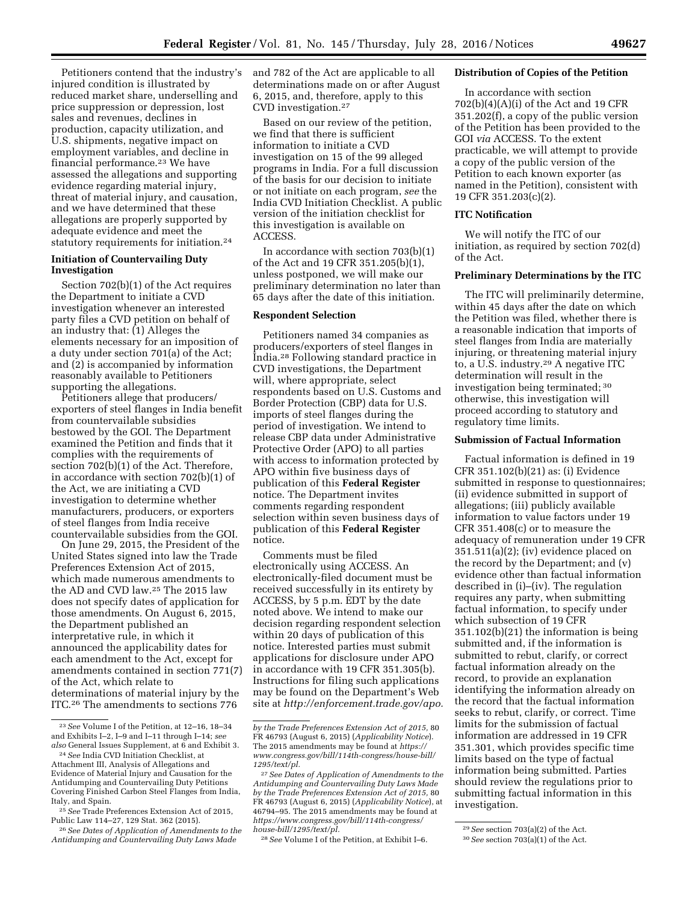Petitioners contend that the industry's injured condition is illustrated by reduced market share, underselling and price suppression or depression, lost sales and revenues, declines in production, capacity utilization, and U.S. shipments, negative impact on employment variables, and decline in financial performance.[23] We have assessed the allegations and supporting evidence regarding material injury, threat of material injury, and causation, and we have determined that these allegations are properly supported by adequate evidence and meet the statutory requirements for initiation.[24]

### Initiation of Countervailing Duty Investigation

Section 702(b)(1) of the Act requires the Department to initiate a CVD investigation whenever an interested party files a CVD petition on behalf of an industry that: (1) Alleges the elements necessary for an imposition of a duty under section 701(a) of the Act; and (2) is accompanied by information reasonably available to Petitioners supporting the allegations.

Petitioners allege that producers/exporters of steel flanges in India benefit from countervailable subsidies bestowed by the GOI. The Department examined the Petition and finds that it complies with the requirements of section 702(b)(1) of the Act. Therefore, in accordance with section 702(b)(1) of the Act, we are initiating a CVD investigation to determine whether manufacturers, producers, or exporters of steel flanges from India receive countervailable subsidies from the GOI.

On June 29, 2015, the President of the United States signed into law the Trade Preferences Extension Act of 2015, which made numerous amendments to the AD and CVD law.[25] The 2015 law does not specify dates of application for those amendments. On August 6, 2015, the Department published an interpretative rule, in which it announced the applicability dates for each amendment to the Act, except for amendments contained in section 771(7) of the Act, which relate to determinations of material injury by the ITC.[26] The amendments to sections 776 and 782 of the Act are applicable to all determinations made on or after August 6, 2015, and, therefore, apply to this CVD investigation.[27]

Based on our review of the petition, we find that there is sufficient information to initiate a CVD investigation on 15 of the 99 alleged programs in India. For a full discussion of the basis for our decision to initiate or not initiate on each program, *see* the India CVD Initiation Checklist. A public version of the initiation checklist for this investigation is available on ACCESS.

In accordance with section 703(b)(1) of the Act and 19 CFR 351.205(b)(1), unless postponed, we will make our preliminary determination no later than 65 days after the date of this initiation.

### Respondent Selection

Petitioners named 34 companies as producers/exporters of steel flanges in India.[28] Following standard practice in CVD investigations, the Department will, where appropriate, select respondents based on U.S. Customs and Border Protection (CBP) data for U.S. imports of steel flanges during the period of investigation. We intend to release CBP data under Administrative Protective Order (APO) to all parties with access to information protected by APO within five business days of publication of this **Federal Register** notice. The Department invites comments regarding respondent selection within seven business days of publication of this **Federal Register** notice.

Comments must be filed electronically using ACCESS. An electronically-filed document must be received successfully in its entirety by ACCESS, by 5 p.m. EDT by the date noted above. We intend to make our decision regarding respondent selection within 20 days of publication of this notice. Interested parties must submit applications for disclosure under APO in accordance with 19 CFR 351.305(b). Instructions for filing such applications may be found on the Department's Web site at *http://enforcement.trade.gov/apo.*

### Distribution of Copies of the Petition

In accordance with section 702(b)(4)(A)(i) of the Act and 19 CFR 351.202(f), a copy of the public version of the Petition has been provided to the GOI *via* ACCESS. To the extent practicable, we will attempt to provide a copy of the public version of the Petition to each known exporter (as named in the Petition), consistent with 19 CFR 351.203(c)(2).

### ITC Notification

We will notify the ITC of our initiation, as required by section 702(d) of the Act.

### Preliminary Determinations by the ITC

The ITC will preliminarily determine, within 45 days after the date on which the Petition was filed, whether there is a reasonable indication that imports of steel flanges from India are materially injuring, or threatening material injury to, a U.S. industry.[29] A negative ITC determination will result in the investigation being terminated;[30] otherwise, this investigation will proceed according to statutory and regulatory time limits.

### Submission of Factual Information

Factual information is defined in 19 CFR 351.102(b)(21) as: (i) Evidence submitted in response to questionnaires; (ii) evidence submitted in support of allegations; (iii) publicly available information to value factors under 19 CFR 351.408(c) or to measure the adequacy of remuneration under 19 CFR 351.511(a)(2); (iv) evidence placed on the record by the Department; and (v) evidence other than factual information described in (i)–(iv). The regulation requires any party, when submitting factual information, to specify under which subsection of 19 CFR 351.102(b)(21) the information is being submitted and, if the information is submitted to rebut, clarify, or correct factual information already on the record, to provide an explanation identifying the information already on the record that the factual information seeks to rebut, clarify, or correct. Time limits for the submission of factual information are addressed in 19 CFR 351.301, which provides specific time limits based on the type of factual information being submitted. Parties should review the regulations prior to submitting factual information in this investigation.

---

[23] *See* Volume I of the Petition, at 12–16, 18–34 and Exhibits I–2, I–9 and I–11 through I–14; *see also* General Issues Supplement, at 6 and Exhibit 3.

[24] *See* India CVD Initiation Checklist, at Attachment III, Analysis of Allegations and Evidence of Material Injury and Causation for the Antidumping and Countervailing Duty Petitions Covering Finished Carbon Steel Flanges from India, Italy, and Spain.

[25] *See* Trade Preferences Extension Act of 2015, Public Law 114–27, 129 Stat. 362 (2015).

[26] *See Dates of Application of Amendments to the Antidumping and Countervailing Duty Laws Made by the Trade Preferences Extension Act of 2015,* 80 FR 46793 (August 6, 2015) (*Applicability Notice*). The 2015 amendments may be found at *https://www.congress.gov/bill/114th-congress/house-bill/1295/text/pl.*

[27] *See Dates of Application of Amendments to the Antidumping and Countervailing Duty Laws Made by the Trade Preferences Extension Act of 2015,* 80 FR 46793 (August 6, 2015) (*Applicability Notice*), at 46794–95. The 2015 amendments may be found at *https://www.congress.gov/bill/114th-congress/house-bill/1295/text/pl.*

[28] *See* Volume I of the Petition, at Exhibit I–6.

[29] *See* section 703(a)(2) of the Act.

[30] *See* section 703(a)(1) of the Act.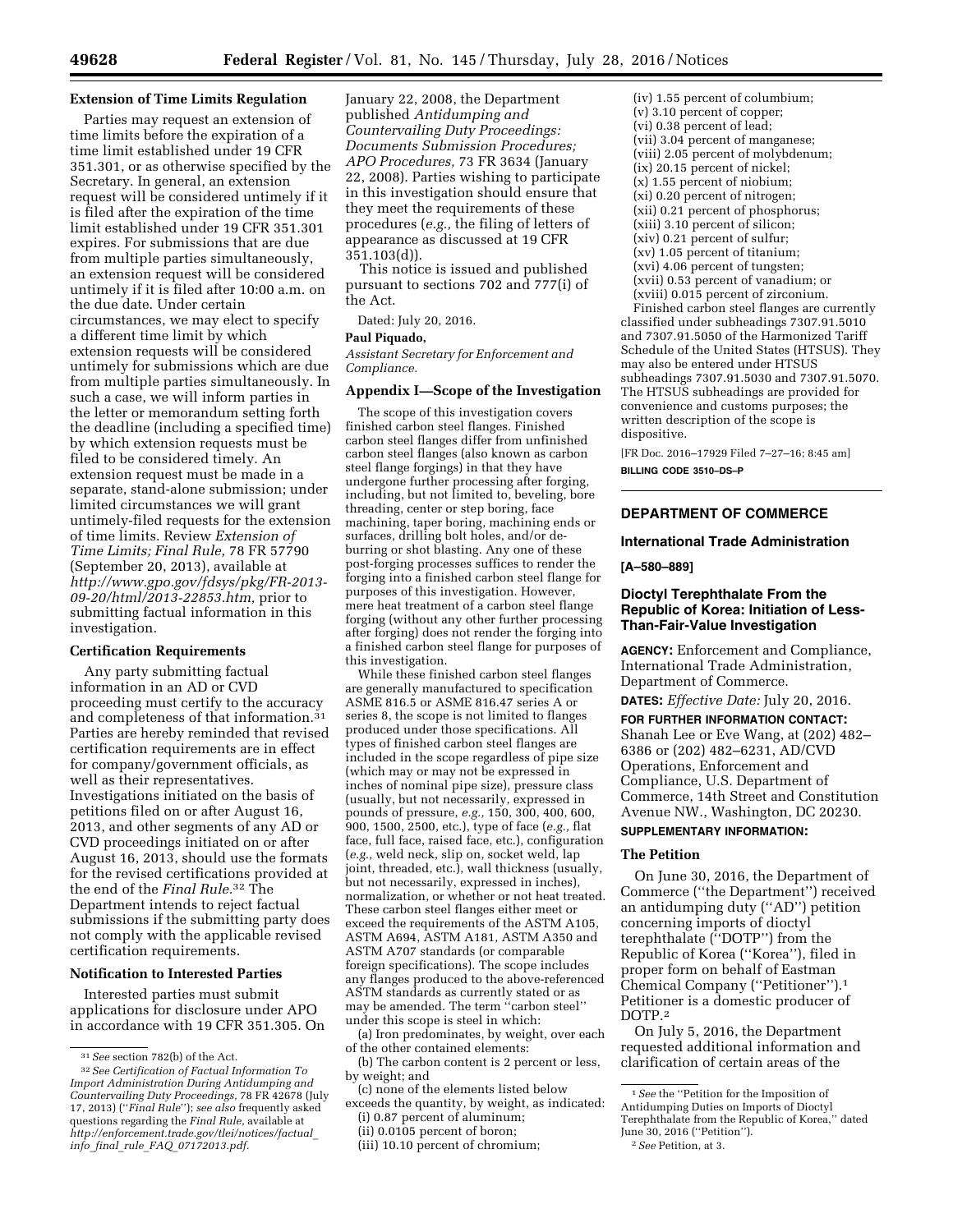## Extension of Time Limits Regulation

Parties may request an extension of time limits before the expiration of a time limit established under 19 CFR 351.301, or as otherwise specified by the Secretary. In general, an extension request will be considered untimely if it is filed after the expiration of the time limit established under 19 CFR 351.301 expires. For submissions that are due from multiple parties simultaneously, an extension request will be considered untimely if it is filed after 10:00 a.m. on the due date. Under certain circumstances, we may elect to specify a different time limit by which extension requests will be considered untimely for submissions which are due from multiple parties simultaneously. In such a case, we will inform parties in the letter or memorandum setting forth the deadline (including a specified time) by which extension requests must be filed to be considered timely. An extension request must be made in a separate, stand-alone submission; under limited circumstances we will grant untimely-filed requests for the extension of time limits. Review *Extension of Time Limits; Final Rule,* 78 FR 57790 (September 20, 2013), available at *http://www.gpo.gov/fdsys/pkg/FR-2013-09-20/html/2013-22853.htm,* prior to submitting factual information in this investigation.

## Certification Requirements

Any party submitting factual information in an AD or CVD proceeding must certify to the accuracy and completeness of that information.[31] Parties are hereby reminded that revised certification requirements are in effect for company/government officials, as well as their representatives. Investigations initiated on the basis of petitions filed on or after August 16, 2013, and other segments of any AD or CVD proceedings initiated on or after August 16, 2013, should use the formats for the revised certifications provided at the end of the *Final Rule.*[32] The Department intends to reject factual submissions if the submitting party does not comply with the applicable revised certification requirements.

## Notification to Interested Parties

Interested parties must submit applications for disclosure under APO in accordance with 19 CFR 351.305. On January 22, 2008, the Department published *Antidumping and Countervailing Duty Proceedings: Documents Submission Procedures; APO Procedures,* 73 FR 3634 (January 22, 2008). Parties wishing to participate in this investigation should ensure that they meet the requirements of these procedures (*e.g.,* the filing of letters of appearance as discussed at 19 CFR 351.103(d)).

This notice is issued and published pursuant to sections 702 and 777(i) of the Act.

Dated: July 20, 2016.

**Paul Piquado,**

*Assistant Secretary for Enforcement and Compliance.*

## Appendix I—Scope of the Investigation

The scope of this investigation covers finished carbon steel flanges. Finished carbon steel flanges differ from unfinished carbon steel flanges (also known as carbon steel flange forgings) in that they have undergone further processing after forging, including, but not limited to, beveling, bore threading, center or step boring, face machining, taper boring, machining ends or surfaces, drilling bolt holes, and/or de-burring or shot blasting. Any one of these post-forging processes suffices to render the forging into a finished carbon steel flange for purposes of this investigation. However, mere heat treatment of a carbon steel flange forging (without any other further processing after forging) does not render the forging into a finished carbon steel flange for purposes of this investigation.

While these finished carbon steel flanges are generally manufactured to specification ASME 816.5 or ASME 816.47 series A or series 8, the scope is not limited to flanges produced under those specifications. All types of finished carbon steel flanges are included in the scope regardless of pipe size (which may or may not be expressed in inches of nominal pipe size), pressure class (usually, but not necessarily, expressed in pounds of pressure, *e.g.,* 150, 300, 400, 600, 900, 1500, 2500, etc.), type of face (*e.g.,* flat face, full face, raised face, etc.), configuration (*e.g.,* weld neck, slip on, socket weld, lap joint, threaded, etc.), wall thickness (usually, but not necessarily, expressed in inches), normalization, or whether or not heat treated. These carbon steel flanges either meet or exceed the requirements of the ASTM A105, ASTM A694, ASTM A181, ASTM A350 and ASTM A707 standards (or comparable foreign specifications). The scope includes any flanges produced to the above-referenced ASTM standards as currently stated or as may be amended. The term ''carbon steel'' under this scope is steel in which:

(a) Iron predominates, by weight, over each of the other contained elements:

(b) The carbon content is 2 percent or less, by weight; and

(c) none of the elements listed below exceeds the quantity, by weight, as indicated:

(i) 0.87 percent of aluminum;
(ii) 0.0105 percent of boron;
(iii) 10.10 percent of chromium;
(iv) 1.55 percent of columbium;
(v) 3.10 percent of copper;
(vi) 0.38 percent of lead;
(vii) 3.04 percent of manganese;
(viii) 2.05 percent of molybdenum;
(ix) 20.15 percent of nickel;
(x) 1.55 percent of niobium;
(xi) 0.20 percent of nitrogen;
(xii) 0.21 percent of phosphorus;
(xiii) 3.10 percent of silicon;
(xiv) 0.21 percent of sulfur;
(xv) 1.05 percent of titanium;
(xvi) 4.06 percent of tungsten;
(xvii) 0.53 percent of vanadium; or
(xviii) 0.015 percent of zirconium.

Finished carbon steel flanges are currently classified under subheadings 7307.91.5010 and 7307.91.5050 of the Harmonized Tariff Schedule of the United States (HTSUS). They may also be entered under HTSUS subheadings 7307.91.5030 and 7307.91.5070. The HTSUS subheadings are provided for convenience and customs purposes; the written description of the scope is dispositive.

[FR Doc. 2016–17929 Filed 7–27–16; 8:45 am]

**BILLING CODE 3510–DS–P**

---

## DEPARTMENT OF COMMERCE

### International Trade Administration

**[A–580–889]**

### Dioctyl Terephthalate From the Republic of Korea: Initiation of Less-Than-Fair-Value Investigation

**AGENCY:** Enforcement and Compliance, International Trade Administration, Department of Commerce.

**DATES:** *Effective Date:* July 20, 2016.

**FOR FURTHER INFORMATION CONTACT:** Shanah Lee or Eve Wang, at (202) 482–6386 or (202) 482–6231, AD/CVD Operations, Enforcement and Compliance, U.S. Department of Commerce, 14th Street and Constitution Avenue NW., Washington, DC 20230.

**SUPPLEMENTARY INFORMATION:**

## The Petition

On June 30, 2016, the Department of Commerce (''the Department'') received an antidumping duty (''AD'') petition concerning imports of dioctyl terephthalate (''DOTP'') from the Republic of Korea (''Korea''), filed in proper form on behalf of Eastman Chemical Company (''Petitioner'').[1] Petitioner is a domestic producer of DOTP.[2]

On July 5, 2016, the Department requested additional information and clarification of certain areas of the

---

[31] *See* section 782(b) of the Act.

[32] *See Certification of Factual Information To Import Administration During Antidumping and Countervailing Duty Proceedings,* 78 FR 42678 (July 17, 2013) (''*Final Rule*''); *see also* frequently asked questions regarding the *Final Rule,* available at *http://enforcement.trade.gov/tlei/notices/factual_info_final_rule_FAQ_07172013.pdf.*

[1] *See* the ''Petition for the Imposition of Antidumping Duties on Imports of Dioctyl Terephthalate from the Republic of Korea,'' dated June 30, 2016 (''Petition'').

[2] *See* Petition, at 3.